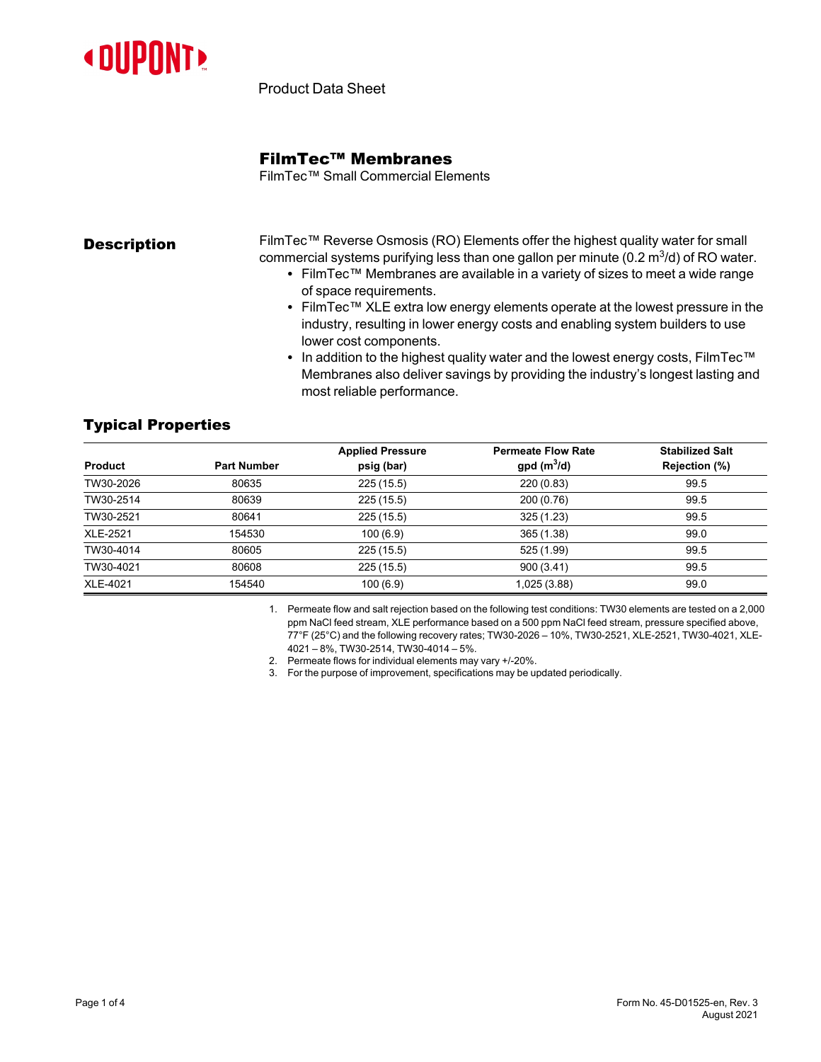Product Data Sheet

# FilmTec™ Membranes

FilmTec™ Small Commercial Elements

## Description

FilmTec™ Reverse Osmosis (RO) Elements offer the highest quality water for small commercial systems purifying less than one gallon per minute (0.2 $m^3$/d) of RO water.

- FilmTec™ Membranes are available in a variety of sizes to meet a wide range of space requirements.
- FilmTec™ XLE extra low energy elements operate at the lowest pressure in the industry, resulting in lower energy costs and enabling system builders to use lower cost components.
- In addition to the highest quality water and the lowest energy costs, FilmTec™ Membranes also deliver savings by providing the industry's longest lasting and most reliable performance.

## Typical Properties

| Product | Part Number | Applied Pressure psig (bar) | Permeate Flow Rate gpd ($m^3$/d) | Stabilized Salt Rejection (%) |
|---|---|---|---|---|
| TW30-2026 | 80635 | 225 (15.5) | 220 (0.83) | 99.5 |
| TW30-2514 | 80639 | 225 (15.5) | 200 (0.76) | 99.5 |
| TW30-2521 | 80641 | 225 (15.5) | 325 (1.23) | 99.5 |
| XLE-2521 | 154530 | 100 (6.9) | 365 (1.38) | 99.0 |
| TW30-4014 | 80605 | 225 (15.5) | 525 (1.99) | 99.5 |
| TW30-4021 | 80608 | 225 (15.5) | 900 (3.41) | 99.5 |
| XLE-4021 | 154540 | 100 (6.9) | 1,025 (3.88) | 99.0 |

1. Permeate flow and salt rejection based on the following test conditions: TW30 elements are tested on a 2,000 ppm NaCl feed stream, XLE performance based on a 500 ppm NaCl feed stream, pressure specified above, 77°F (25°C) and the following recovery rates; TW30-2026 – 10%, TW30-2521, XLE-2521, TW30-4021, XLE-4021 – 8%, TW30-2514, TW30-4014 – 5%.
2. Permeate flows for individual elements may vary +/-20%.
3. For the purpose of improvement, specifications may be updated periodically.

Form No. 45-D01525-en, Rev. 3
August 2021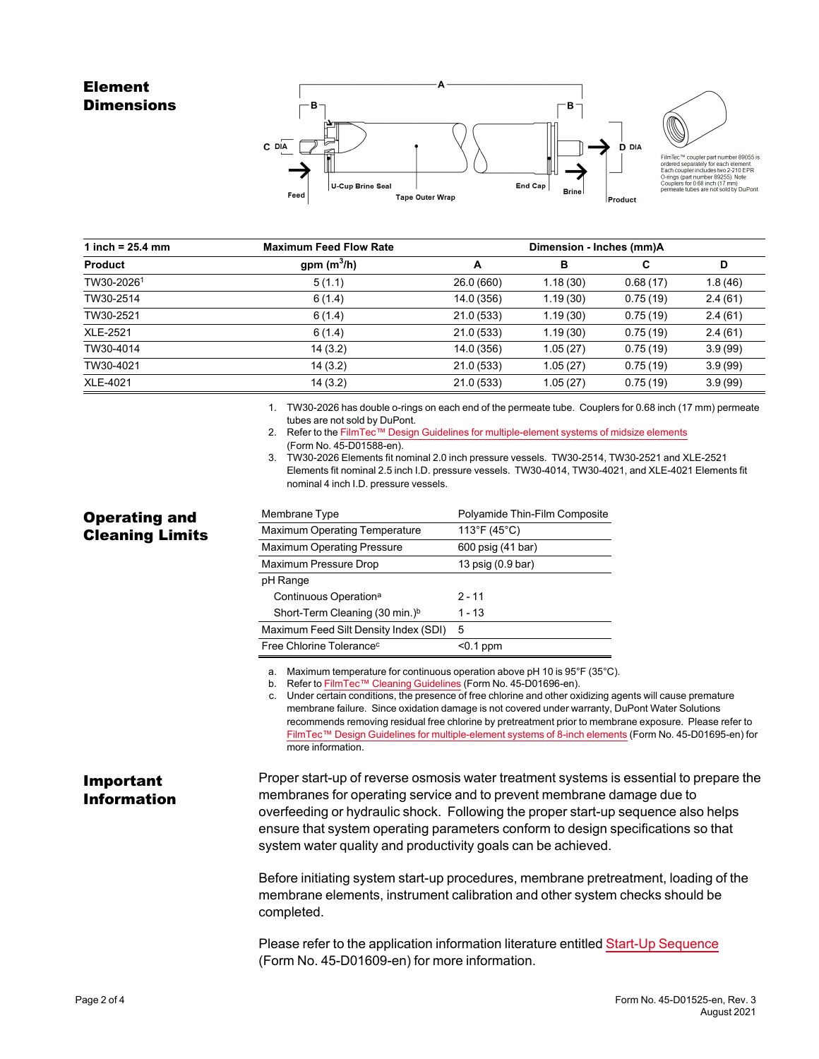## Element Dimensions

FilmTec™ coupler part number 89055 is ordered separately for each element. Each coupler includes two 2-210 EPR O-rings (part number 89255). Note: Couplers for 0.68 inch (17 mm) permeate tubes are not sold by DuPont.

| 1 inch = 25.4 mm | Maximum Feed Flow Rate | Dimension - Inches (mm)A | | | |
|---|---|---|---|---|---|
| **Product** | **gpm ($m^3$/h)** | **A** | **B** | **C** | **D** |
| TW30-2026[1] | 5 (1.1) | 26.0 (660) | 1.18 (30) | 0.68 (17) | 1.8 (46) |
| TW30-2514 | 6 (1.4) | 14.0 (356) | 1.19 (30) | 0.75 (19) | 2.4 (61) |
| TW30-2521 | 6 (1.4) | 21.0 (533) | 1.19 (30) | 0.75 (19) | 2.4 (61) |
| XLE-2521 | 6 (1.4) | 21.0 (533) | 1.19 (30) | 0.75 (19) | 2.4 (61) |
| TW30-4014 | 14 (3.2) | 14.0 (356) | 1.05 (27) | 0.75 (19) | 3.9 (99) |
| TW30-4021 | 14 (3.2) | 21.0 (533) | 1.05 (27) | 0.75 (19) | 3.9 (99) |
| XLE-4021 | 14 (3.2) | 21.0 (533) | 1.05 (27) | 0.75 (19) | 3.9 (99) |

1. TW30-2026 has double o-rings on each end of the permeate tube. Couplers for 0.68 inch (17 mm) permeate tubes are not sold by DuPont.
2. Refer to the FilmTec™ Design Guidelines for multiple-element systems of midsize elements (Form No. 45-D01588-en).
3. TW30-2026 Elements fit nominal 2.0 inch pressure vessels. TW30-2514, TW30-2521 and XLE-2521 Elements fit nominal 2.5 inch I.D. pressure vessels. TW30-4014, TW30-4021, and XLE-4021 Elements fit nominal 4 inch I.D. pressure vessels.

## Operating and Cleaning Limits

| | |
|---|---|
| Membrane Type | Polyamide Thin-Film Composite |
| Maximum Operating Temperature | 113°F (45°C) |
| Maximum Operating Pressure | 600 psig (41 bar) |
| Maximum Pressure Drop | 13 psig (0.9 bar) |
| pH Range | |
| Continuous Operation[a] | 2 - 11 |
| Short-Term Cleaning (30 min.)[b] | 1 - 13 |
| Maximum Feed Silt Density Index (SDI) | 5 |
| Free Chlorine Tolerance[c] | <0.1 ppm |

a. Maximum temperature for continuous operation above pH 10 is 95°F (35°C).
b. Refer to FilmTec™ Cleaning Guidelines (Form No. 45-D01696-en).
c. Under certain conditions, the presence of free chlorine and other oxidizing agents will cause premature membrane failure. Since oxidation damage is not covered under warranty, DuPont Water Solutions recommends removing residual free chlorine by pretreatment prior to membrane exposure. Please refer to FilmTec™ Design Guidelines for multiple-element systems of 8-inch elements (Form No. 45-D01695-en) for more information.

## Important Information

Proper start-up of reverse osmosis water treatment systems is essential to prepare the membranes for operating service and to prevent membrane damage due to overfeeding or hydraulic shock. Following the proper start-up sequence also helps ensure that system operating parameters conform to design specifications so that system water quality and productivity goals can be achieved.

Before initiating system start-up procedures, membrane pretreatment, loading of the membrane elements, instrument calibration and other system checks should be completed.

Please refer to the application information literature entitled Start-Up Sequence (Form No. 45-D01609-en) for more information.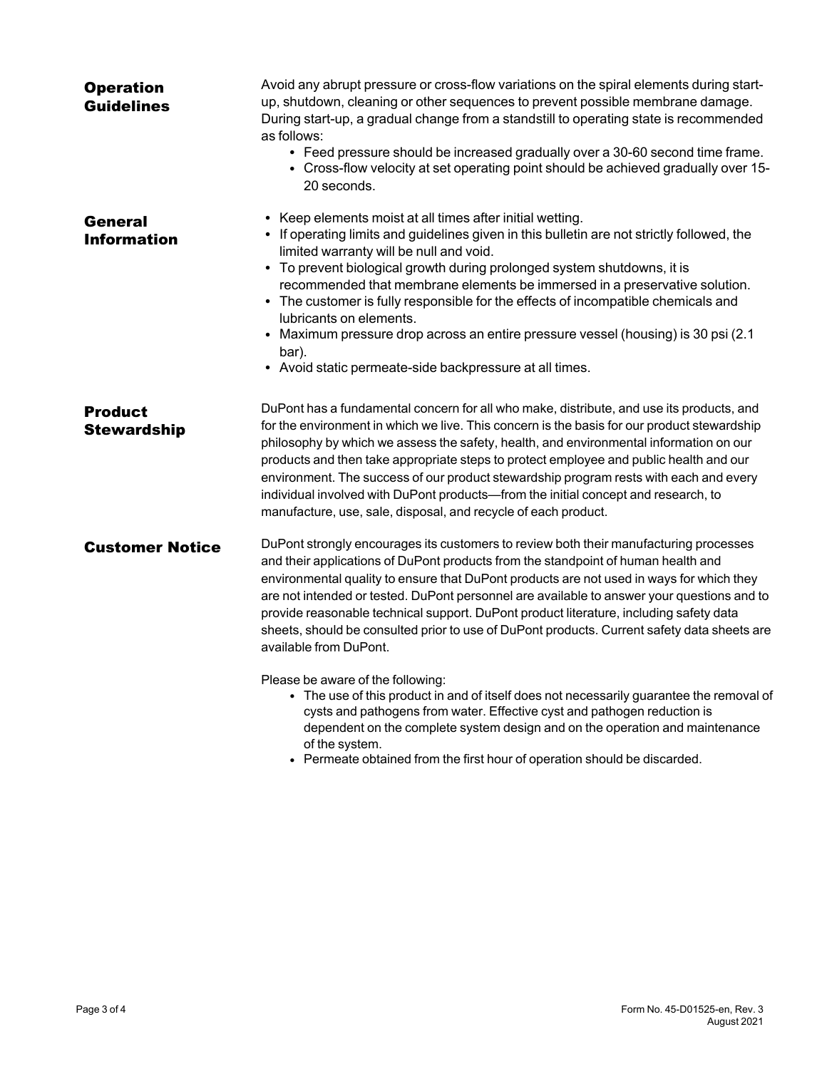## Operation Guidelines

Avoid any abrupt pressure or cross-flow variations on the spiral elements during start-up, shutdown, cleaning or other sequences to prevent possible membrane damage. During start-up, a gradual change from a standstill to operating state is recommended as follows:

- Feed pressure should be increased gradually over a 30-60 second time frame.
- Cross-flow velocity at set operating point should be achieved gradually over 15-20 seconds.

## General Information

- Keep elements moist at all times after initial wetting.
- If operating limits and guidelines given in this bulletin are not strictly followed, the limited warranty will be null and void.
- To prevent biological growth during prolonged system shutdowns, it is recommended that membrane elements be immersed in a preservative solution.
- The customer is fully responsible for the effects of incompatible chemicals and lubricants on elements.
- Maximum pressure drop across an entire pressure vessel (housing) is 30 psi (2.1 bar).
- Avoid static permeate-side backpressure at all times.

## Product Stewardship

DuPont has a fundamental concern for all who make, distribute, and use its products, and for the environment in which we live. This concern is the basis for our product stewardship philosophy by which we assess the safety, health, and environmental information on our products and then take appropriate steps to protect employee and public health and our environment. The success of our product stewardship program rests with each and every individual involved with DuPont products—from the initial concept and research, to manufacture, use, sale, disposal, and recycle of each product.

## Customer Notice

DuPont strongly encourages its customers to review both their manufacturing processes and their applications of DuPont products from the standpoint of human health and environmental quality to ensure that DuPont products are not used in ways for which they are not intended or tested. DuPont personnel are available to answer your questions and to provide reasonable technical support. DuPont product literature, including safety data sheets, should be consulted prior to use of DuPont products. Current safety data sheets are available from DuPont.

Please be aware of the following:

- The use of this product in and of itself does not necessarily guarantee the removal of cysts and pathogens from water. Effective cyst and pathogen reduction is dependent on the complete system design and on the operation and maintenance of the system.
- Permeate obtained from the first hour of operation should be discarded.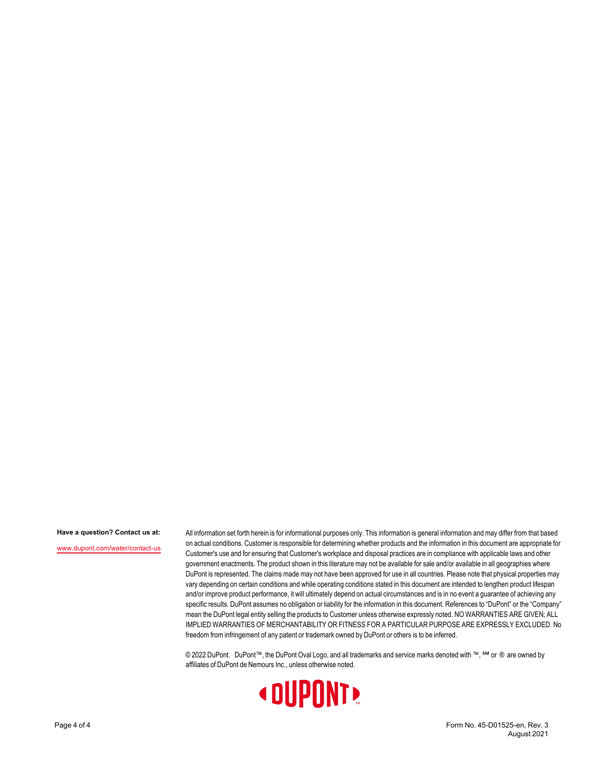**Have a question? Contact us at:**

www.dupont.com/water/contact-us

All information set forth herein is for informational purposes only. This information is general information and may differ from that based on actual conditions. Customer is responsible for determining whether products and the information in this document are appropriate for Customer's use and for ensuring that Customer's workplace and disposal practices are in compliance with applicable laws and other government enactments. The product shown in this literature may not be available for sale and/or available in all geographies where DuPont is represented. The claims made may not have been approved for use in all countries. Please note that physical properties may vary depending on certain conditions and while operating conditions stated in this document are intended to lengthen product lifespan and/or improve product performance, it will ultimately depend on actual circumstances and is in no event a guarantee of achieving any specific results. DuPont assumes no obligation or liability for the information in this document. References to "DuPont" or the "Company" mean the DuPont legal entity selling the products to Customer unless otherwise expressly noted. NO WARRANTIES ARE GIVEN; ALL IMPLIED WARRANTIES OF MERCHANTABILITY OR FITNESS FOR A PARTICULAR PURPOSE ARE EXPRESSLY EXCLUDED. No freedom from infringement of any patent or trademark owned by DuPont or others is to be inferred.

© 2022 DuPont. DuPont™, the DuPont Oval Logo, and all trademarks and service marks denoted with ™, ℠ or ® are owned by affiliates of DuPont de Nemours Inc., unless otherwise noted.

DUPONT

Form No. 45-D01525-en, Rev. 3
August 2021